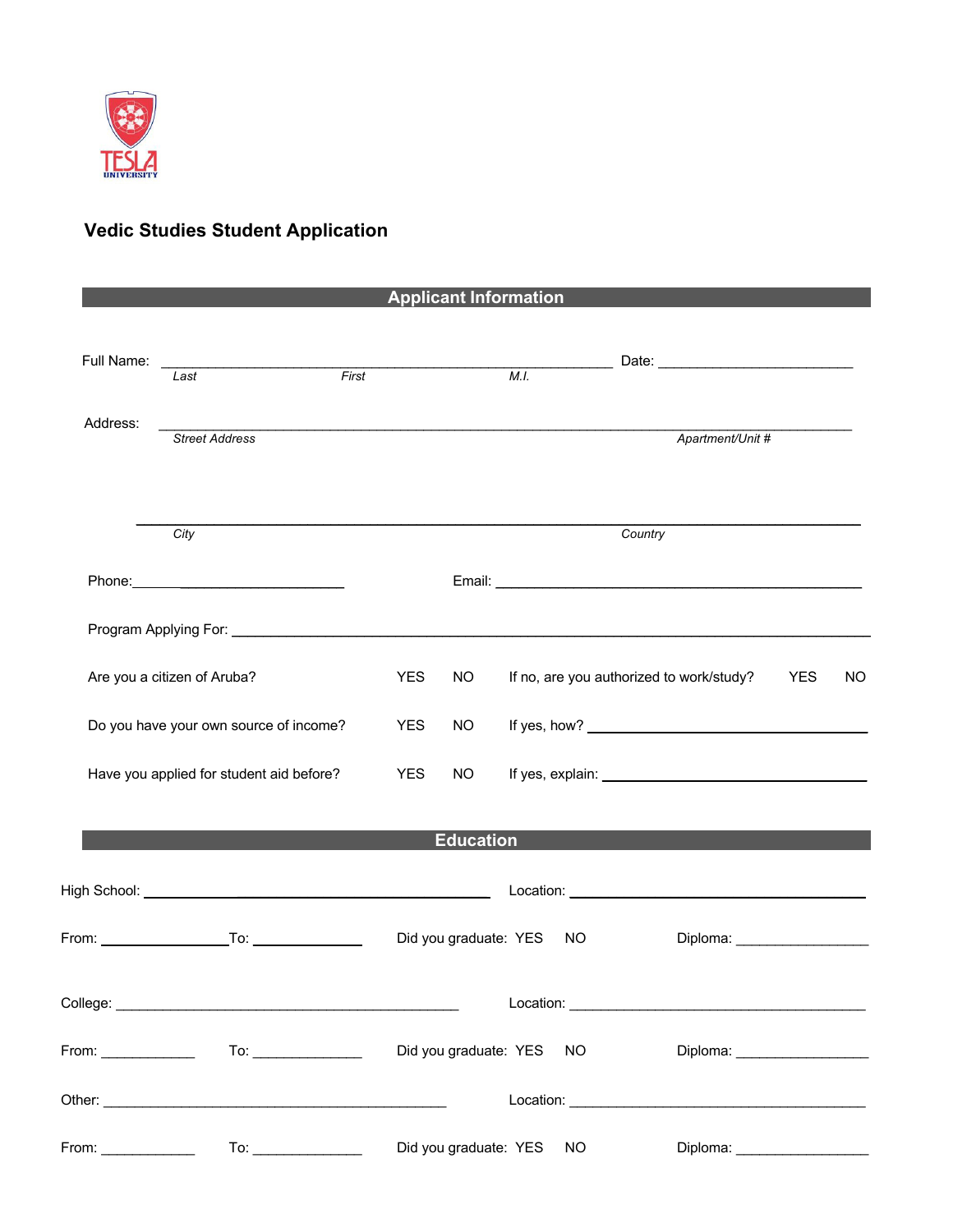TESLA UNIVERSITY

## Vedic Studies Student Application

### Applicant Information

Full Name: ______________________________________________ Date: ____________________
*Last* *First* *M.I.*

Address: ______________________________________________________________________
*Street Address* *Apartment/Unit #*

______________________________________________________________________
*City* *Country*

Phone: ____________________ Email: ________________________________________

Program Applying For: ________________________________________________________

Are you a citizen of Aruba? YES NO If no, are you authorized to work/study? YES NO

Do you have your own source of income? YES NO If yes, how? ______________________________

Have you applied for student aid before? YES NO If yes, explain: ______________________________

### Education

High School: ______________________________ Location: ______________________________

From: ______________ To: ______________ Did you graduate: YES NO Diploma: ______________

College: ______________________________ Location: ______________________________

From: ______________ To: ______________ Did you graduate: YES NO Diploma: ______________

Other: ______________________________ Location: ______________________________

From: ______________ To: ______________ Did you graduate: YES NO Diploma: ______________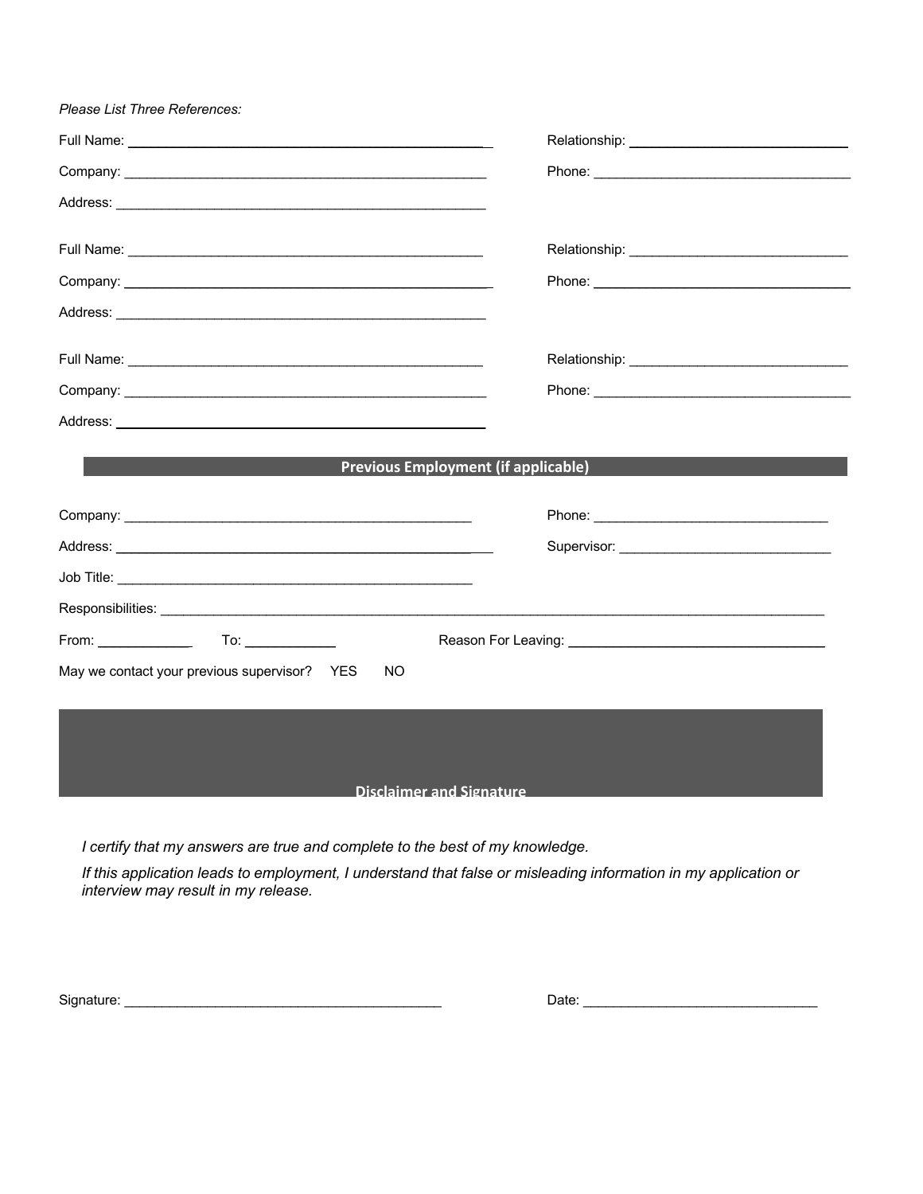*Please List Three References:*

Full Name: ______________________________ Relationship: ______________________________

Company: ______________________________ Phone: ______________________________

Address: ______________________________

Full Name: ______________________________ Relationship: ______________________________

Company: ______________________________ Phone: ______________________________

Address: ______________________________

Full Name: ______________________________ Relationship: ______________________________

Company: ______________________________ Phone: ______________________________

Address: ______________________________

## Previous Employment (if applicable)

Company: ______________________________ Phone: ______________________________

Address: ______________________________ Supervisor: ______________________________

Job Title: ______________________________

Responsibilities: ______________________________

From: ____________ To: ____________ Reason For Leaving: ______________________________

May we contact your previous supervisor? YES NO

## Disclaimer and Signature

*I certify that my answers are true and complete to the best of my knowledge.*

*If this application leads to employment, I understand that false or misleading information in my application or interview may result in my release.*

Signature: ______________________________ Date: ______________________________